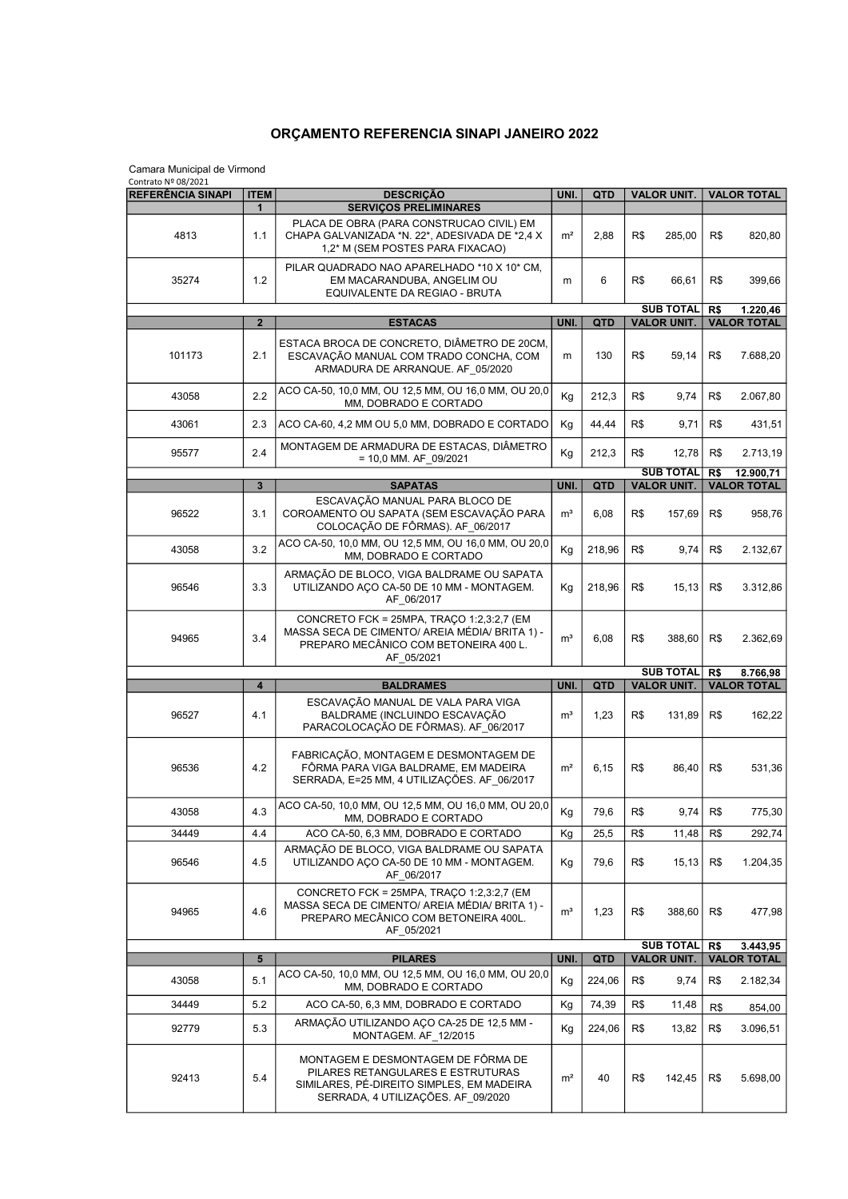# ORÇAMENTO REFERENCIA SINAPI JANEIRO 2022

Camara Municipal de Virmond
Contrato Nº 08/2021

| REFERÊNCIA SINAPI | ITEM | DESCRIÇÃO | UNI. | QTD | VALOR UNIT. | VALOR TOTAL |
|---|---|---|---|---|---|---|
| | 1 | SERVIÇOS PRELIMINARES | | | | |
| 4813 | 1.1 | PLACA DE OBRA (PARA CONSTRUCAO CIVIL) EM CHAPA GALVANIZADA *N. 22*, ADESIVADA DE *2,4 X 1,2* M (SEM POSTES PARA FIXACAO) | m² | 2,88 | R$ 285,00 | R$ 820,80 |
| 35274 | 1.2 | PILAR QUADRADO NAO APARELHADO *10 X 10* CM, EM MACARANDUBA, ANGELIM OU EQUIVALENTE DA REGIAO - BRUTA | m | 6 | R$ 66,61 | R$ 399,66 |
| | | | | | SUB TOTAL | R$ 1.220,46 |
| | 2 | ESTACAS | UNI. | QTD | VALOR UNIT. | VALOR TOTAL |
| 101173 | 2.1 | ESTACA BROCA DE CONCRETO, DIÂMETRO DE 20CM, ESCAVAÇÃO MANUAL COM TRADO CONCHA, COM ARMADURA DE ARRANQUE. AF_05/2020 | m | 130 | R$ 59,14 | R$ 7.688,20 |
| 43058 | 2.2 | ACO CA-50, 10,0 MM, OU 12,5 MM, OU 16,0 MM, OU 20,0 MM, DOBRADO E CORTADO | Kg | 212,3 | R$ 9,74 | R$ 2.067,80 |
| 43061 | 2.3 | ACO CA-60, 4,2 MM OU 5,0 MM, DOBRADO E CORTADO | Kg | 44,44 | R$ 9,71 | R$ 431,51 |
| 95577 | 2.4 | MONTAGEM DE ARMADURA DE ESTACAS, DIÂMETRO = 10,0 MM. AF_09/2021 | Kg | 212,3 | R$ 12,78 | R$ 2.713,19 |
| | | | | | SUB TOTAL | R$ 12.900,71 |
| | 3 | SAPATAS | UNI. | QTD | VALOR UNIT. | VALOR TOTAL |
| 96522 | 3.1 | ESCAVAÇÃO MANUAL PARA BLOCO DE COROAMENTO OU SAPATA (SEM ESCAVAÇÃO PARA COLOCAÇÃO DE FÔRMAS). AF_06/2017 | m³ | 6,08 | R$ 157,69 | R$ 958,76 |
| 43058 | 3.2 | ACO CA-50, 10,0 MM, OU 12,5 MM, OU 16,0 MM, OU 20,0 MM, DOBRADO E CORTADO | Kg | 218,96 | R$ 9,74 | R$ 2.132,67 |
| 96546 | 3.3 | ARMAÇÃO DE BLOCO, VIGA BALDRAME OU SAPATA UTILIZANDO AÇO CA-50 DE 10 MM - MONTAGEM. AF_06/2017 | Kg | 218,96 | R$ 15,13 | R$ 3.312,86 |
| 94965 | 3.4 | CONCRETO FCK = 25MPA, TRAÇO 1:2,3:2,7 (EM MASSA SECA DE CIMENTO/ AREIA MÉDIA/ BRITA 1) - PREPARO MECÂNICO COM BETONEIRA 400 L. AF_05/2021 | m³ | 6,08 | R$ 388,60 | R$ 2.362,69 |
| | | | | | SUB TOTAL | R$ 8.766,98 |
| | 4 | BALDRAMES | UNI. | QTD | VALOR UNIT. | VALOR TOTAL |
| 96527 | 4.1 | ESCAVAÇÃO MANUAL DE VALA PARA VIGA BALDRAME (INCLUINDO ESCAVAÇÃO PARACOLOCAÇÃO DE FÔRMAS). AF_06/2017 | m³ | 1,23 | R$ 131,89 | R$ 162,22 |
| 96536 | 4.2 | FABRICAÇÃO, MONTAGEM E DESMONTAGEM DE FÔRMA PARA VIGA BALDRAME, EM MADEIRA SERRADA, E=25 MM, 4 UTILIZAÇÕES. AF_06/2017 | m² | 6,15 | R$ 86,40 | R$ 531,36 |
| 43058 | 4.3 | ACO CA-50, 10,0 MM, OU 12,5 MM, OU 16,0 MM, OU 20,0 MM, DOBRADO E CORTADO | Kg | 79,6 | R$ 9,74 | R$ 775,30 |
| 34449 | 4.4 | ACO CA-50, 6,3 MM, DOBRADO E CORTADO | Kg | 25,5 | R$ 11,48 | R$ 292,74 |
| 96546 | 4.5 | ARMAÇÃO DE BLOCO, VIGA BALDRAME OU SAPATA UTILIZANDO AÇO CA-50 DE 10 MM - MONTAGEM. AF_06/2017 | Kg | 79,6 | R$ 15,13 | R$ 1.204,35 |
| 94965 | 4.6 | CONCRETO FCK = 25MPA, TRAÇO 1:2,3:2,7 (EM MASSA SECA DE CIMENTO/ AREIA MÉDIA/ BRITA 1) - PREPARO MECÂNICO COM BETONEIRA 400L. AF_05/2021 | m³ | 1,23 | R$ 388,60 | R$ 477,98 |
| | | | | | SUB TOTAL | R$ 3.443,95 |
| | 5 | PILARES | UNI. | QTD | VALOR UNIT. | VALOR TOTAL |
| 43058 | 5.1 | ACO CA-50, 10,0 MM, OU 12,5 MM, OU 16,0 MM, OU 20,0 MM, DOBRADO E CORTADO | Kg | 224,06 | R$ 9,74 | R$ 2.182,34 |
| 34449 | 5.2 | ACO CA-50, 6,3 MM, DOBRADO E CORTADO | Kg | 74,39 | R$ 11,48 | R$ 854,00 |
| 92779 | 5.3 | ARMAÇÃO UTILIZANDO AÇO CA-25 DE 12,5 MM - MONTAGEM. AF_12/2015 | Kg | 224,06 | R$ 13,82 | R$ 3.096,51 |
| 92413 | 5.4 | MONTAGEM E DESMONTAGEM DE FÔRMA DE PILARES RETANGULARES E ESTRUTURAS SIMILARES, PÉ-DIREITO SIMPLES, EM MADEIRA SERRADA, 4 UTILIZAÇÕES. AF_09/2020 | m² | 40 | R$ 142,45 | R$ 5.698,00 |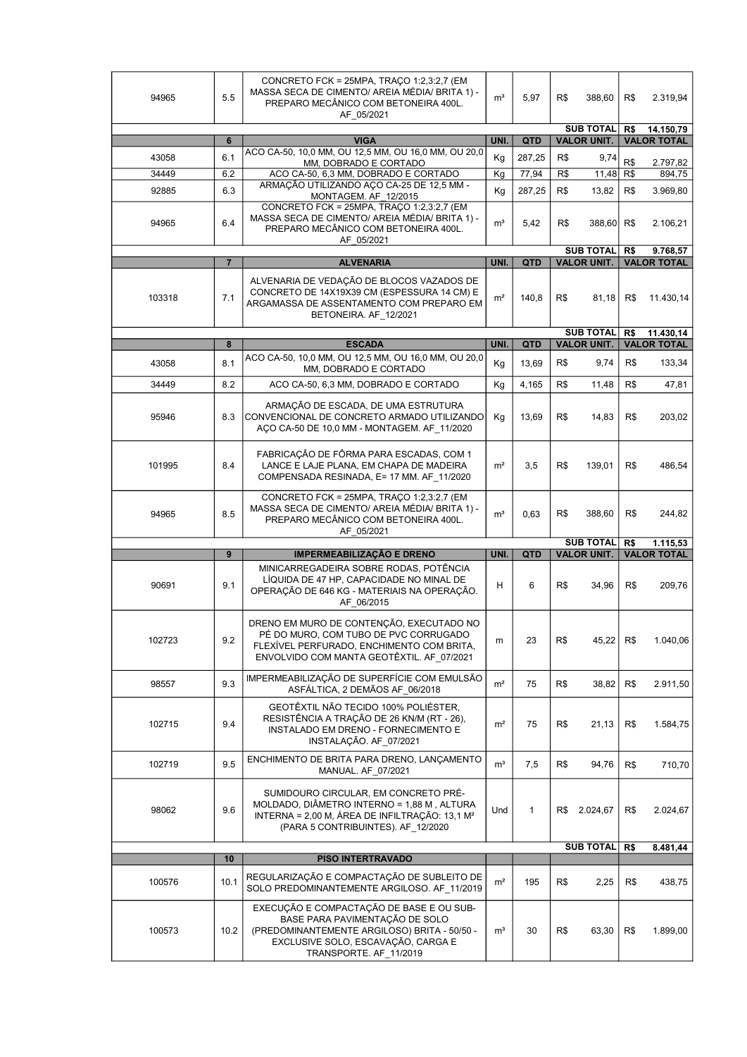| | | | | | | |
|---|---|---|---|---|---|---|
| 94965 | 5.5 | CONCRETO FCK = 25MPA, TRAÇO 1:2,3:2,7 (EM MASSA SECA DE CIMENTO/ AREIA MÉDIA/ BRITA 1) - PREPARO MECÂNICO COM BETONEIRA 400L. AF_05/2021 | m³ | 5,97 | R$ 388,60 | R$ 2.319,94 |
| | | | | | **SUB TOTAL** | **R$ 14.150,79** |
| | **6** | **VIGA** | **UNI.** | **QTD** | **VALOR UNIT.** | **VALOR TOTAL** |
| 43058 | 6.1 | ACO CA-50, 10,0 MM, OU 12,5 MM, OU 16,0 MM, OU 20,0 MM, DOBRADO E CORTADO | Kg | 287,25 | R$ 9,74 | R$ 2.797,82 |
| 34449 | 6.2 | ACO CA-50, 6,3 MM, DOBRADO E CORTADO | Kg | 77,94 | R$ 11,48 | R$ 894,75 |
| 92885 | 6.3 | ARMAÇÃO UTILIZANDO AÇO CA-25 DE 12,5 MM - MONTAGEM. AF_12/2015 | Kg | 287,25 | R$ 13,82 | R$ 3.969,80 |
| 94965 | 6.4 | CONCRETO FCK = 25MPA, TRAÇO 1:2,3:2,7 (EM MASSA SECA DE CIMENTO/ AREIA MÉDIA/ BRITA 1) - PREPARO MECÂNICO COM BETONEIRA 400L. AF_05/2021 | m³ | 5,42 | R$ 388,60 | R$ 2.106,21 |
| | | | | | **SUB TOTAL** | **R$ 9.768,57** |
| | **7** | **ALVENARIA** | **UNI.** | **QTD** | **VALOR UNIT.** | **VALOR TOTAL** |
| 103318 | 7.1 | ALVENARIA DE VEDAÇÃO DE BLOCOS VAZADOS DE CONCRETO DE 14X19X39 CM (ESPESSURA 14 CM) E ARGAMASSA DE ASSENTAMENTO COM PREPARO EM BETONEIRA. AF_12/2021 | m² | 140,8 | R$ 81,18 | R$ 11.430,14 |
| | | | | | **SUB TOTAL** | **R$ 11.430,14** |
| | **8** | **ESCADA** | **UNI.** | **QTD** | **VALOR UNIT.** | **VALOR TOTAL** |
| 43058 | 8.1 | ACO CA-50, 10,0 MM, OU 12,5 MM, OU 16,0 MM, OU 20,0 MM, DOBRADO E CORTADO | Kg | 13,69 | R$ 9,74 | R$ 133,34 |
| 34449 | 8.2 | ACO CA-50, 6,3 MM, DOBRADO E CORTADO | Kg | 4,165 | R$ 11,48 | R$ 47,81 |
| 95946 | 8.3 | ARMAÇÃO DE ESCADA, DE UMA ESTRUTURA CONVENCIONAL DE CONCRETO ARMADO UTILIZANDO AÇO CA-50 DE 10,0 MM - MONTAGEM. AF_11/2020 | Kg | 13,69 | R$ 14,83 | R$ 203,02 |
| 101995 | 8.4 | FABRICAÇÃO DE FÔRMA PARA ESCADAS, COM 1 LANCE E LAJE PLANA, EM CHAPA DE MADEIRA COMPENSADA RESINADA, E= 17 MM. AF_11/2020 | m² | 3,5 | R$ 139,01 | R$ 486,54 |
| 94965 | 8.5 | CONCRETO FCK = 25MPA, TRAÇO 1:2,3:2,7 (EM MASSA SECA DE CIMENTO/ AREIA MÉDIA/ BRITA 1) - PREPARO MECÂNICO COM BETONEIRA 400L. AF_05/2021 | m³ | 0,63 | R$ 388,60 | R$ 244,82 |
| | | | | | **SUB TOTAL** | **R$ 1.115,53** |
| | **9** | **IMPERMEABILIZAÇÃO E DRENO** | **UNI.** | **QTD** | **VALOR UNIT.** | **VALOR TOTAL** |
| 90691 | 9.1 | MINICARREGADEIRA SOBRE RODAS, POTÊNCIA LÍQUIDA DE 47 HP, CAPACIDADE NO MINAL DE OPERAÇÃO DE 646 KG - MATERIAIS NA OPERAÇÃO. AF_06/2015 | H | 6 | R$ 34,96 | R$ 209,76 |
| 102723 | 9.2 | DRENO EM MURO DE CONTENÇÃO, EXECUTADO NO PÉ DO MURO, COM TUBO DE PVC CORRUGADO FLEXÍVEL PERFURADO, ENCHIMENTO COM BRITA, ENVOLVIDO COM MANTA GEOTÊXTIL. AF_07/2021 | m | 23 | R$ 45,22 | R$ 1.040,06 |
| 98557 | 9.3 | IMPERMEABILIZAÇÃO DE SUPERFÍCIE COM EMULSÃO ASFÁLTICA, 2 DEMÃOS AF_06/2018 | m² | 75 | R$ 38,82 | R$ 2.911,50 |
| 102715 | 9.4 | GEOTÊXTIL NÃO TECIDO 100% POLIÉSTER, RESISTÊNCIA A TRAÇÃO DE 26 KN/M (RT - 26), INSTALADO EM DRENO - FORNECIMENTO E INSTALAÇÃO. AF_07/2021 | m² | 75 | R$ 21,13 | R$ 1.584,75 |
| 102719 | 9.5 | ENCHIMENTO DE BRITA PARA DRENO, LANÇAMENTO MANUAL. AF_07/2021 | m³ | 7,5 | R$ 94,76 | R$ 710,70 |
| 98062 | 9.6 | SUMIDOURO CIRCULAR, EM CONCRETO PRÉ-MOLDADO, DIÂMETRO INTERNO = 1,88 M , ALTURA INTERNA = 2,00 M, ÁREA DE INFILTRAÇÃO: 13,1 M² (PARA 5 CONTRIBUINTES). AF_12/2020 | Und | 1 | R$ 2.024,67 | R$ 2.024,67 |
| | | | | | **SUB TOTAL** | **R$ 8.481,44** |
| | **10** | **PISO INTERTRAVADO** | | | | |
| 100576 | 10.1 | REGULARIZAÇÃO E COMPACTAÇÃO DE SUBLEITO DE SOLO PREDOMINANTEMENTE ARGILOSO. AF_11/2019 | m² | 195 | R$ 2,25 | R$ 438,75 |
| 100573 | 10.2 | EXECUÇÃO E COMPACTAÇÃO DE BASE E OU SUB-BASE PARA PAVIMENTAÇÃO DE SOLO (PREDOMINANTEMENTE ARGILOSO) BRITA - 50/50 - EXCLUSIVE SOLO, ESCAVAÇÃO, CARGA E TRANSPORTE. AF_11/2019 | m³ | 30 | R$ 63,30 | R$ 1.899,00 |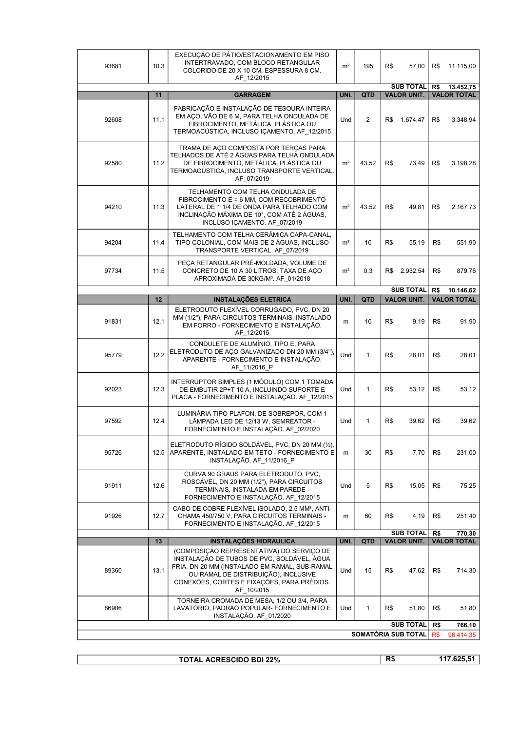| | | | | | | |
|---|---|---|---|---|---|---|
| 93681 | 10.3 | EXECUÇÃO DE PÁTIO/ESTACIONAMENTO EM PISO INTERTRAVADO, COM BLOCO RETANGULAR COLORIDO DE 20 X 10 CM, ESPESSURA 8 CM. AF_12/2015 | m² | 195 | R$ 57,00 | R$ 11.115,00 |
| | | | | | **SUB TOTAL** | **R$ 13.452,75** |
| | **11** | **GARRAGEM** | **UNI.** | **QTD** | **VALOR UNIT.** | **VALOR TOTAL** |
| 92608 | 11.1 | FABRICAÇÃO E INSTALAÇÃO DE TESOURA INTEIRA EM AÇO, VÃO DE 6 M, PARA TELHA ONDULADA DE FIBROCIMENTO, METÁLICA, PLÁSTICA OU TERMOACÚSTICA, INCLUSO IÇAMENTO. AF_12/2015 | Und | 2 | R$ 1.674,47 | R$ 3.348,94 |
| 92580 | 11.2 | TRAMA DE AÇO COMPOSTA POR TERÇAS PARA TELHADOS DE ATÉ 2 ÁGUAS PARA TELHA ONDULADA DE FIBROCIMENTO, METÁLICA, PLÁSTICA OU TERMOACÚSTICA, INCLUSO TRANSPORTE VERTICAL. AF_07/2019 | m² | 43,52 | R$ 73,49 | R$ 3.198,28 |
| 94210 | 11.3 | TELHAMENTO COM TELHA ONDULADA DE FIBROCIMENTO E = 6 MM, COM RECOBRIMENTO LATERAL DE 1 1/4 DE ONDA PARA TELHADO COM INCLINAÇÃO MÁXIMA DE 10°, COM ATÉ 2 ÁGUAS, INCLUSO IÇAMENTO. AF_07/2019 | m² | 43,52 | R$ 49,81 | R$ 2.167,73 |
| 94204 | 11.4 | TELHAMENTO COM TELHA CERÂMICA CAPA-CANAL, TIPO COLONIAL, COM MAIS DE 2 ÁGUAS, INCLUSO TRANSPORTE VERTICAL. AF_07/2019 | m² | 10 | R$ 55,19 | R$ 551,90 |
| 97734 | 11.5 | PEÇA RETANGULAR PRÉ-MOLDADA, VOLUME DE CONCRETO DE 10 A 30 LITROS, TAXA DE AÇO APROXIMADA DE 30KG/M³. AF_01/2018 | m³ | 0,3 | R$ 2.932,54 | R$ 879,76 |
| | | | | | **SUB TOTAL** | **R$ 10.146,62** |
| | **12** | **INSTALAÇÕES ELETRICA** | **UNI.** | **QTD** | **VALOR UNIT.** | **VALOR TOTAL** |
| 91831 | 12.1 | ELETRODUTO FLEXÍVEL CORRUGADO, PVC, DN 20 MM (1/2"), PARA CIRCUITOS TERMINAIS, INSTALADO EM FORRO - FORNECIMENTO E INSTALAÇÃO. AF_12/2015 | m | 10 | R$ 9,19 | R$ 91,90 |
| 95779 | 12.2 | CONDULETE DE ALUMÍNIO, TIPO E, PARA ELETRODUTO DE AÇO GALVANIZADO DN 20 MM (3/4"), APARENTE - FORNECIMENTO E INSTALAÇÃO. AF_11/2016_P | Und | 1 | R$ 28,01 | R$ 28,01 |
| 92023 | 12.3 | INTERRUPTOR SIMPLES (1 MÓDULO) COM 1 TOMADA DE EMBUTIR 2P+T 10 A, INCLUINDO SUPORTE E PLACA - FORNECIMENTO E INSTALAÇÃO. AF_12/2015 | Und | 1 | R$ 53,12 | R$ 53,12 |
| 97592 | 12.4 | LUMINÁRIA TIPO PLAFON, DE SOBREPOR, COM 1 LÂMPADA LED DE 12/13 W, SEMREATOR - FORNECIMENTO E INSTALAÇÃO. AF_02/2020 | Und | 1 | R$ 39,62 | R$ 39,62 |
| 95726 | 12.5 | ELETRODUTO RÍGIDO SOLDÁVEL, PVC, DN 20 MM (½), APARENTE, INSTALADO EM TETO - FORNECIMENTO E INSTALAÇÃO. AF_11/2016_P | m | 30 | R$ 7,70 | R$ 231,00 |
| 91911 | 12.6 | CURVA 90 GRAUS PARA ELETRODUTO, PVC, ROSCÁVEL, DN 20 MM (1/2"), PARA CIRCUITOS TERMINAIS, INSTALADA EM PAREDE - FORNECIMENTO E INSTALAÇÃO. AF_12/2015 | Und | 5 | R$ 15,05 | R$ 75,25 |
| 91926 | 12.7 | CABO DE COBRE FLEXÍVEL ISOLADO, 2,5 MM², ANTI-CHAMA 450/750 V, PARA CIRCUITOS TERMINAIS - FORNECIMENTO E INSTALAÇÃO. AF_12/2015 | m | 60 | R$ 4,19 | R$ 251,40 |
| | | | | | **SUB TOTAL** | **R$ 770,30** |
| | **13** | **INSTALAÇÕES HIDRAULICA** | **UNI.** | **QTD** | **VALOR UNIT.** | **VALOR TOTAL** |
| 89360 | 13.1 | (COMPOSIÇÃO REPRESENTATIVA) DO SERVIÇO DE INSTALAÇÃO DE TUBOS DE PVC, SOLDÁVEL, ÁGUA FRIA, DN 20 MM (INSTALADO EM RAMAL, SUB-RAMAL OU RAMAL DE DISTRIBUIÇÃO), INCLUSIVE CONEXÕES, CORTES E FIXAÇÕES, PARA PRÉDIOS. AF_10/2015 | Und | 15 | R$ 47,62 | R$ 714,30 |
| 86906 | | TORNEIRA CROMADA DE MESA, 1/2 OU 3/4, PARA LAVATÓRIO, PADRÃO POPULAR- FORNECIMENTO E INSTALAÇÃO. AF_01/2020 | Und | 1 | R$ 51,80 | R$ 51,80 |
| | | | | | **SUB TOTAL** | **R$ 766,10** |
| | | | | | **SOMATÓRIA SUB TOTAL** | R$ 96.414,35 |

| **TOTAL ACRESCIDO BDI 22%** | **R$ 117.625,51** |
|---|---|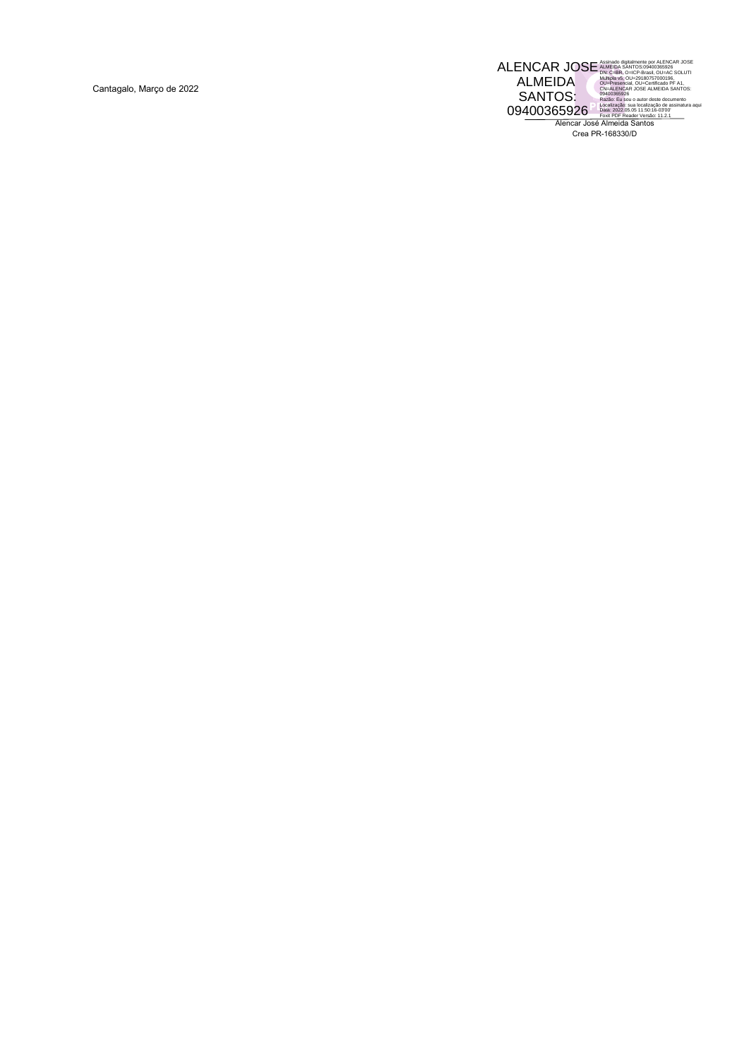Cantagalo, Março de 2022

ALENCAR JOSE ALMEIDA SANTOS: 09400365926

Assinado digitalmente por ALENCAR JOSE ALMEIDA SANTOS:09400365926
DN: C=BR, O=ICP-Brasil, OU=AC SOLUTI Multipla v5, OU=29180757000196, OU=Presencial, OU=Certificado PF A1, CN=ALENCAR JOSE ALMEIDA SANTOS: 09400365926
Razão: Eu sou o autor deste documento
Localização: sua localização de assinatura aqui
Data: 2022.05.05 11:50:16-03'00'
Foxit PDF Reader Versão: 11.2.1

Alencar José Almeida Santos
Crea PR-168330/D